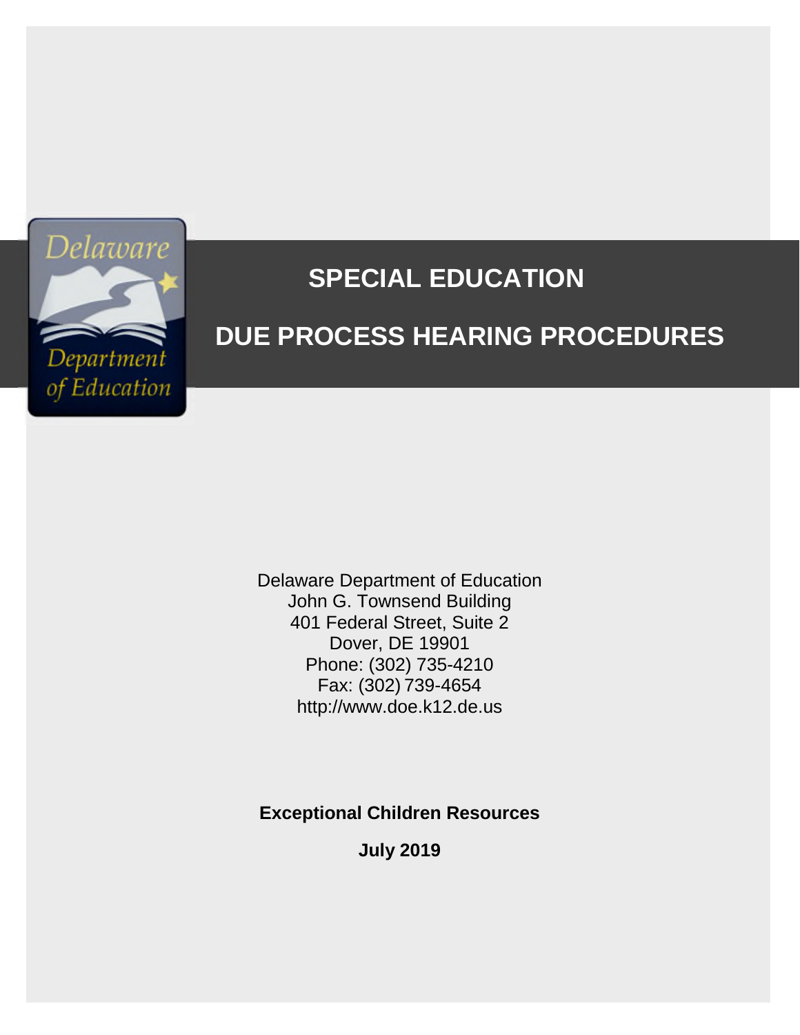Delaware Department of Education

# SPECIAL EDUCATION

# DUE PROCESS HEARING PROCEDURES

Delaware Department of Education
John G. Townsend Building
401 Federal Street, Suite 2
Dover, DE 19901
Phone: (302) 735-4210
Fax: (302) 739-4654
http://www.doe.k12.de.us

**Exceptional Children Resources**

**July 2019**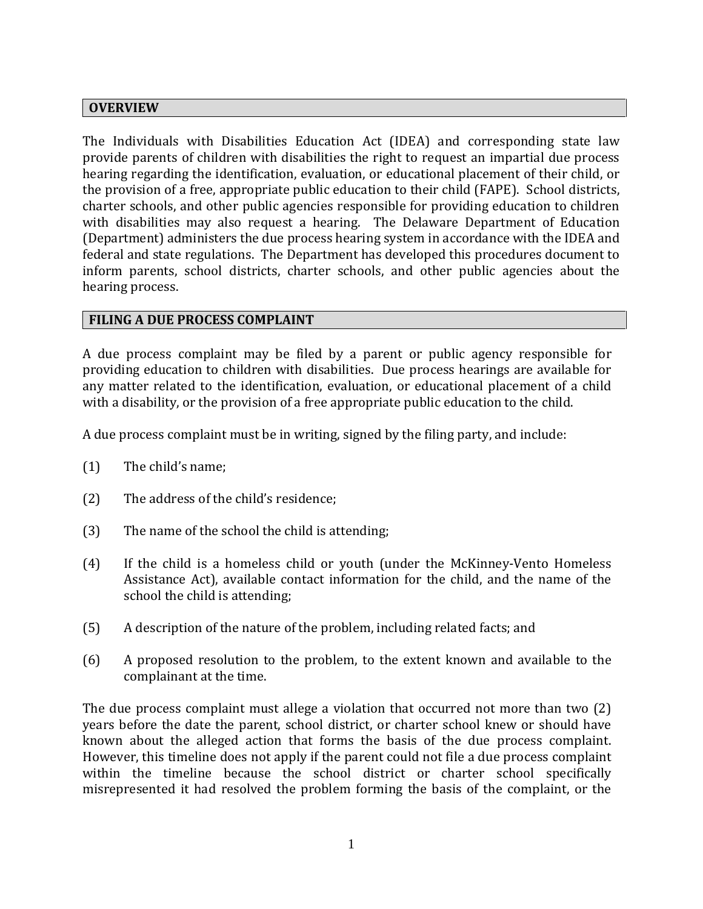## OVERVIEW

The Individuals with Disabilities Education Act (IDEA) and corresponding state law provide parents of children with disabilities the right to request an impartial due process hearing regarding the identification, evaluation, or educational placement of their child, or the provision of a free, appropriate public education to their child (FAPE). School districts, charter schools, and other public agencies responsible for providing education to children with disabilities may also request a hearing. The Delaware Department of Education (Department) administers the due process hearing system in accordance with the IDEA and federal and state regulations. The Department has developed this procedures document to inform parents, school districts, charter schools, and other public agencies about the hearing process.

## FILING A DUE PROCESS COMPLAINT

A due process complaint may be filed by a parent or public agency responsible for providing education to children with disabilities. Due process hearings are available for any matter related to the identification, evaluation, or educational placement of a child with a disability, or the provision of a free appropriate public education to the child.

A due process complaint must be in writing, signed by the filing party, and include:

(1) The child's name;

(2) The address of the child's residence;

(3) The name of the school the child is attending;

(4) If the child is a homeless child or youth (under the McKinney-Vento Homeless Assistance Act), available contact information for the child, and the name of the school the child is attending;

(5) A description of the nature of the problem, including related facts; and

(6) A proposed resolution to the problem, to the extent known and available to the complainant at the time.

The due process complaint must allege a violation that occurred not more than two (2) years before the date the parent, school district, or charter school knew or should have known about the alleged action that forms the basis of the due process complaint. However, this timeline does not apply if the parent could not file a due process complaint within the timeline because the school district or charter school specifically misrepresented it had resolved the problem forming the basis of the complaint, or the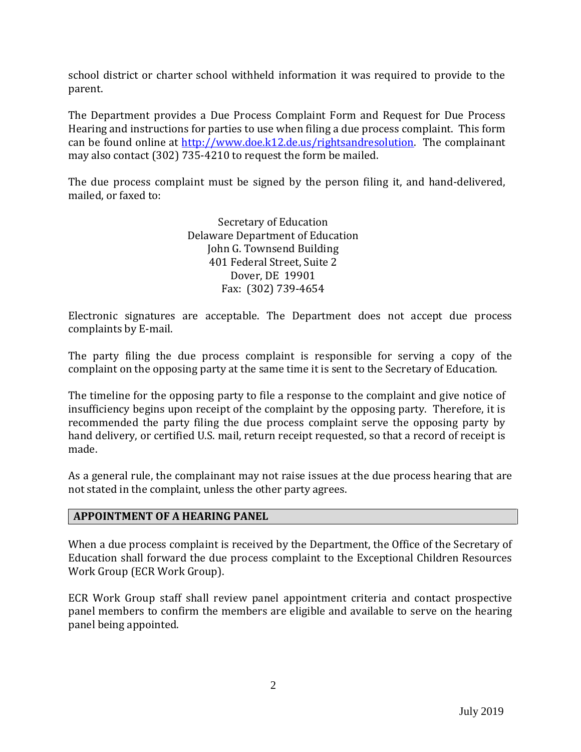school district or charter school withheld information it was required to provide to the parent.

The Department provides a Due Process Complaint Form and Request for Due Process Hearing and instructions for parties to use when filing a due process complaint. This form can be found online at [http://www.doe.k12.de.us/rightsandresolution](http://www.doe.k12.de.us/rightsandresolution). The complainant may also contact (302) 735-4210 to request the form be mailed.

The due process complaint must be signed by the person filing it, and hand-delivered, mailed, or faxed to:

Secretary of Education
Delaware Department of Education
John G. Townsend Building
401 Federal Street, Suite 2
Dover, DE 19901
Fax: (302) 739-4654

Electronic signatures are acceptable. The Department does not accept due process complaints by E-mail.

The party filing the due process complaint is responsible for serving a copy of the complaint on the opposing party at the same time it is sent to the Secretary of Education.

The timeline for the opposing party to file a response to the complaint and give notice of insufficiency begins upon receipt of the complaint by the opposing party. Therefore, it is recommended the party filing the due process complaint serve the opposing party by hand delivery, or certified U.S. mail, return receipt requested, so that a record of receipt is made.

As a general rule, the complainant may not raise issues at the due process hearing that are not stated in the complaint, unless the other party agrees.

## APPOINTMENT OF A HEARING PANEL

When a due process complaint is received by the Department, the Office of the Secretary of Education shall forward the due process complaint to the Exceptional Children Resources Work Group (ECR Work Group).

ECR Work Group staff shall review panel appointment criteria and contact prospective panel members to confirm the members are eligible and available to serve on the hearing panel being appointed.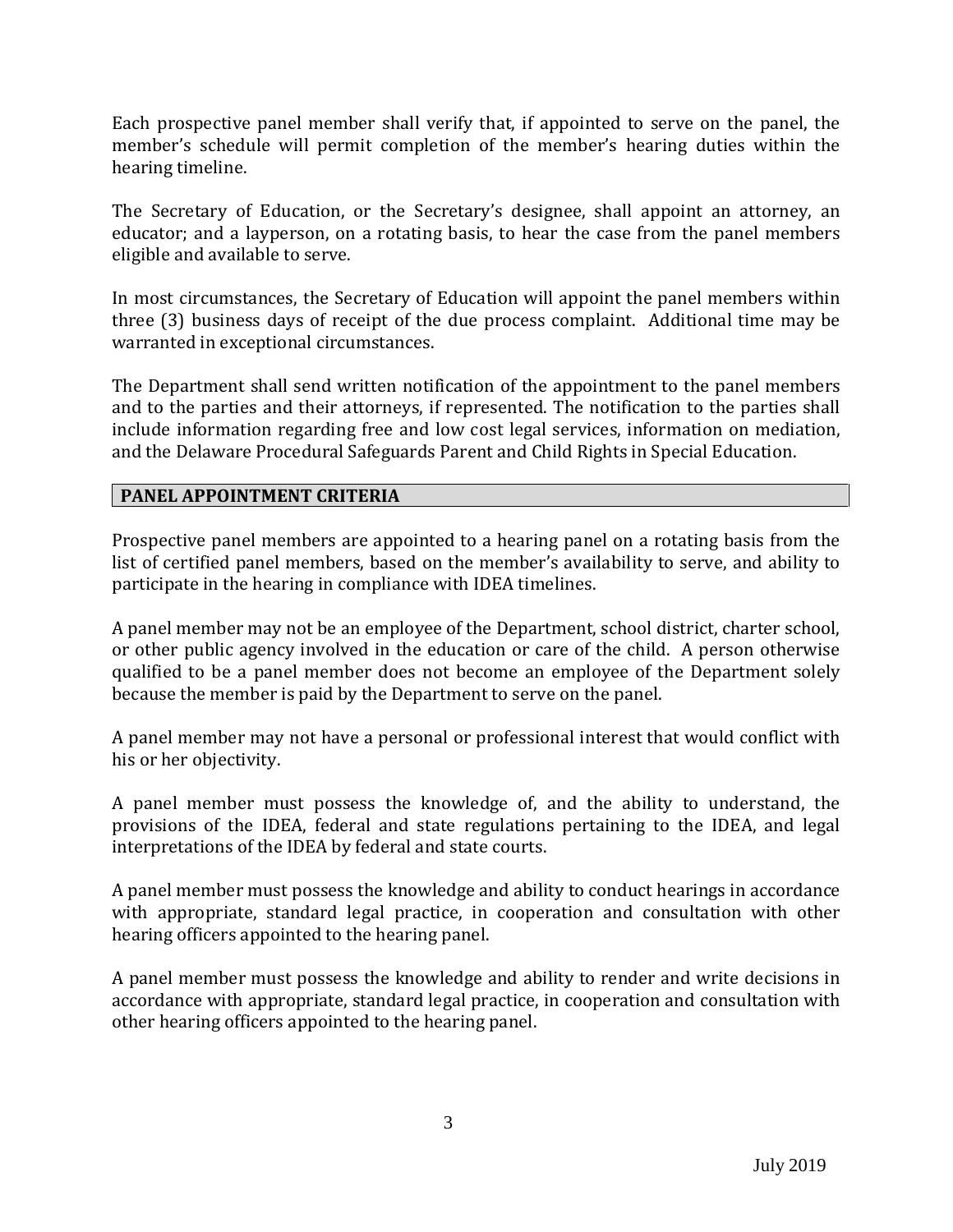Each prospective panel member shall verify that, if appointed to serve on the panel, the member's schedule will permit completion of the member's hearing duties within the hearing timeline.

The Secretary of Education, or the Secretary's designee, shall appoint an attorney, an educator; and a layperson, on a rotating basis, to hear the case from the panel members eligible and available to serve.

In most circumstances, the Secretary of Education will appoint the panel members within three (3) business days of receipt of the due process complaint. Additional time may be warranted in exceptional circumstances.

The Department shall send written notification of the appointment to the panel members and to the parties and their attorneys, if represented. The notification to the parties shall include information regarding free and low cost legal services, information on mediation, and the Delaware Procedural Safeguards Parent and Child Rights in Special Education.

## PANEL APPOINTMENT CRITERIA

Prospective panel members are appointed to a hearing panel on a rotating basis from the list of certified panel members, based on the member's availability to serve, and ability to participate in the hearing in compliance with IDEA timelines.

A panel member may not be an employee of the Department, school district, charter school, or other public agency involved in the education or care of the child. A person otherwise qualified to be a panel member does not become an employee of the Department solely because the member is paid by the Department to serve on the panel.

A panel member may not have a personal or professional interest that would conflict with his or her objectivity.

A panel member must possess the knowledge of, and the ability to understand, the provisions of the IDEA, federal and state regulations pertaining to the IDEA, and legal interpretations of the IDEA by federal and state courts.

A panel member must possess the knowledge and ability to conduct hearings in accordance with appropriate, standard legal practice, in cooperation and consultation with other hearing officers appointed to the hearing panel.

A panel member must possess the knowledge and ability to render and write decisions in accordance with appropriate, standard legal practice, in cooperation and consultation with other hearing officers appointed to the hearing panel.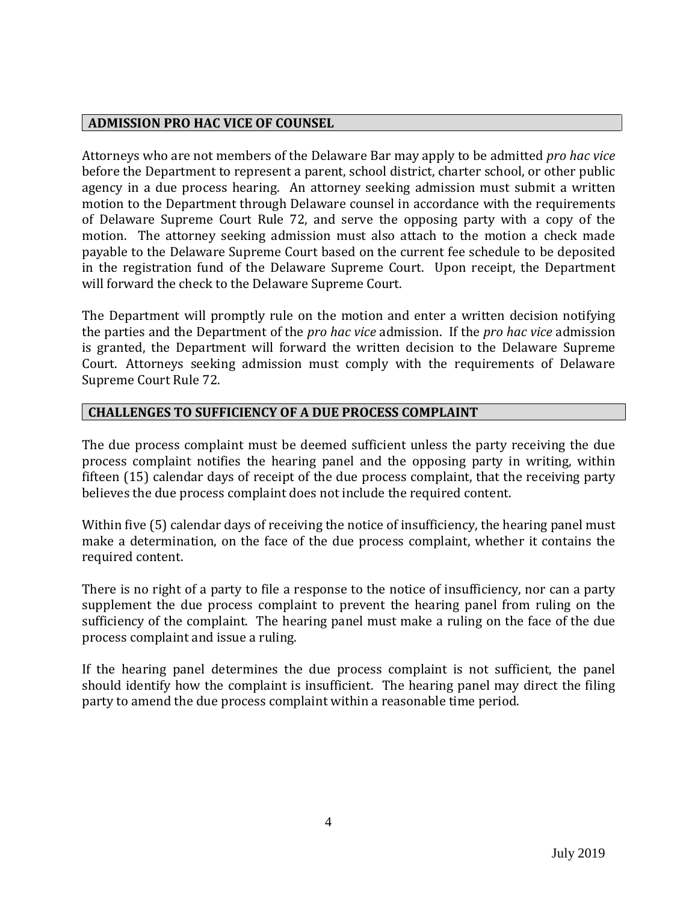## ADMISSION PRO HAC VICE OF COUNSEL

Attorneys who are not members of the Delaware Bar may apply to be admitted *pro hac vice* before the Department to represent a parent, school district, charter school, or other public agency in a due process hearing. An attorney seeking admission must submit a written motion to the Department through Delaware counsel in accordance with the requirements of Delaware Supreme Court Rule 72, and serve the opposing party with a copy of the motion. The attorney seeking admission must also attach to the motion a check made payable to the Delaware Supreme Court based on the current fee schedule to be deposited in the registration fund of the Delaware Supreme Court. Upon receipt, the Department will forward the check to the Delaware Supreme Court.

The Department will promptly rule on the motion and enter a written decision notifying the parties and the Department of the *pro hac vice* admission. If the *pro hac vice* admission is granted, the Department will forward the written decision to the Delaware Supreme Court. Attorneys seeking admission must comply with the requirements of Delaware Supreme Court Rule 72.

## CHALLENGES TO SUFFICIENCY OF A DUE PROCESS COMPLAINT

The due process complaint must be deemed sufficient unless the party receiving the due process complaint notifies the hearing panel and the opposing party in writing, within fifteen (15) calendar days of receipt of the due process complaint, that the receiving party believes the due process complaint does not include the required content.

Within five (5) calendar days of receiving the notice of insufficiency, the hearing panel must make a determination, on the face of the due process complaint, whether it contains the required content.

There is no right of a party to file a response to the notice of insufficiency, nor can a party supplement the due process complaint to prevent the hearing panel from ruling on the sufficiency of the complaint. The hearing panel must make a ruling on the face of the due process complaint and issue a ruling.

If the hearing panel determines the due process complaint is not sufficient, the panel should identify how the complaint is insufficient. The hearing panel may direct the filing party to amend the due process complaint within a reasonable time period.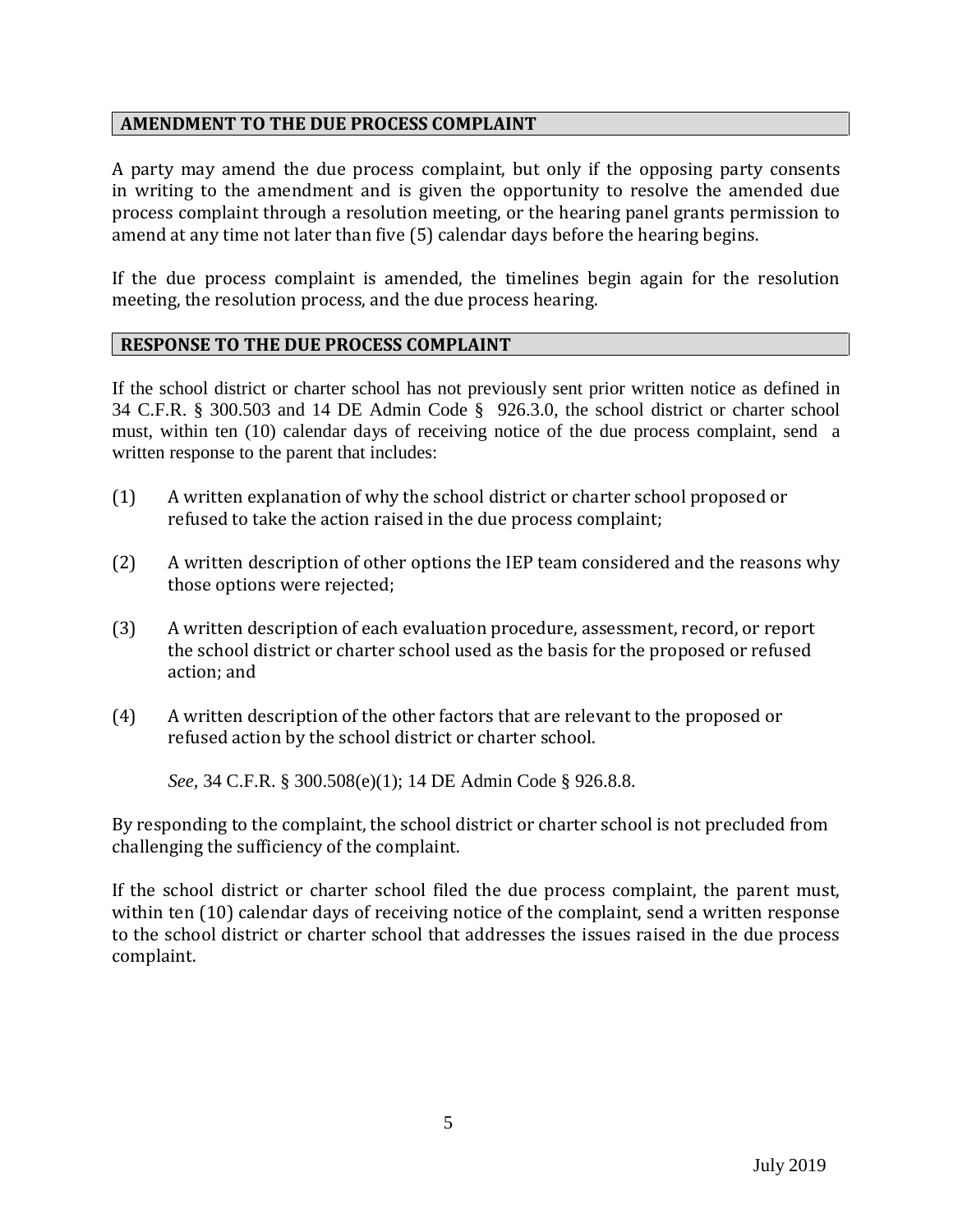## AMENDMENT TO THE DUE PROCESS COMPLAINT

A party may amend the due process complaint, but only if the opposing party consents in writing to the amendment and is given the opportunity to resolve the amended due process complaint through a resolution meeting, or the hearing panel grants permission to amend at any time not later than five (5) calendar days before the hearing begins.

If the due process complaint is amended, the timelines begin again for the resolution meeting, the resolution process, and the due process hearing.

## RESPONSE TO THE DUE PROCESS COMPLAINT

If the school district or charter school has not previously sent prior written notice as defined in 34 C.F.R. § 300.503 and 14 DE Admin Code § 926.3.0, the school district or charter school must, within ten (10) calendar days of receiving notice of the due process complaint, send a written response to the parent that includes:

(1) A written explanation of why the school district or charter school proposed or refused to take the action raised in the due process complaint;

(2) A written description of other options the IEP team considered and the reasons why those options were rejected;

(3) A written description of each evaluation procedure, assessment, record, or report the school district or charter school used as the basis for the proposed or refused action; and

(4) A written description of the other factors that are relevant to the proposed or refused action by the school district or charter school.

*See*, 34 C.F.R. § 300.508(e)(1); 14 DE Admin Code § 926.8.8.

By responding to the complaint, the school district or charter school is not precluded from challenging the sufficiency of the complaint.

If the school district or charter school filed the due process complaint, the parent must, within ten (10) calendar days of receiving notice of the complaint, send a written response to the school district or charter school that addresses the issues raised in the due process complaint.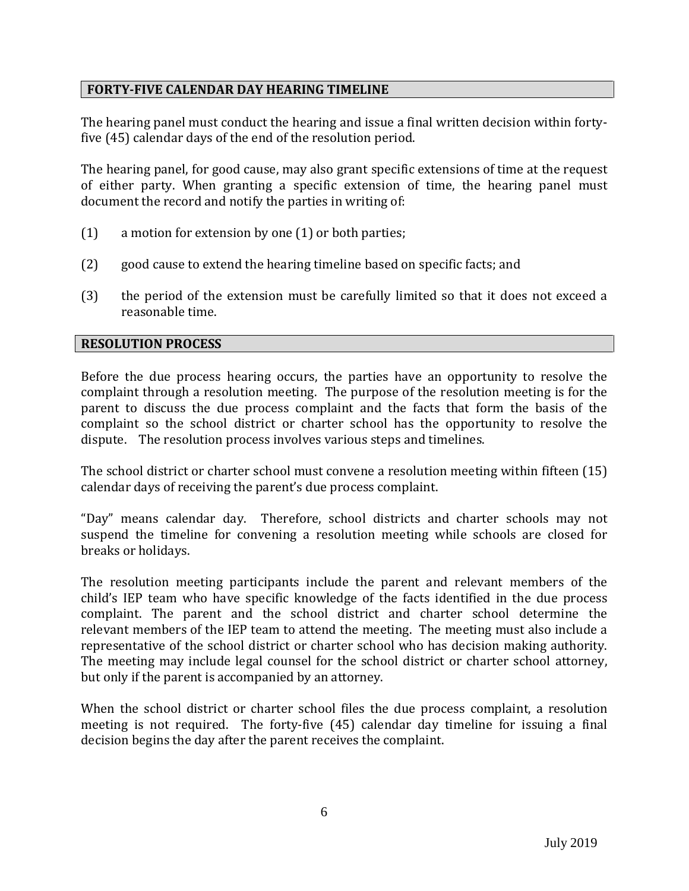## FORTY-FIVE CALENDAR DAY HEARING TIMELINE

The hearing panel must conduct the hearing and issue a final written decision within forty-five (45) calendar days of the end of the resolution period.

The hearing panel, for good cause, may also grant specific extensions of time at the request of either party. When granting a specific extension of time, the hearing panel must document the record and notify the parties in writing of:

(1) a motion for extension by one (1) or both parties;

(2) good cause to extend the hearing timeline based on specific facts; and

(3) the period of the extension must be carefully limited so that it does not exceed a reasonable time.

## RESOLUTION PROCESS

Before the due process hearing occurs, the parties have an opportunity to resolve the complaint through a resolution meeting. The purpose of the resolution meeting is for the parent to discuss the due process complaint and the facts that form the basis of the complaint so the school district or charter school has the opportunity to resolve the dispute. The resolution process involves various steps and timelines.

The school district or charter school must convene a resolution meeting within fifteen (15) calendar days of receiving the parent's due process complaint.

"Day" means calendar day. Therefore, school districts and charter schools may not suspend the timeline for convening a resolution meeting while schools are closed for breaks or holidays.

The resolution meeting participants include the parent and relevant members of the child's IEP team who have specific knowledge of the facts identified in the due process complaint. The parent and the school district and charter school determine the relevant members of the IEP team to attend the meeting. The meeting must also include a representative of the school district or charter school who has decision making authority. The meeting may include legal counsel for the school district or charter school attorney, but only if the parent is accompanied by an attorney.

When the school district or charter school files the due process complaint, a resolution meeting is not required. The forty-five (45) calendar day timeline for issuing a final decision begins the day after the parent receives the complaint.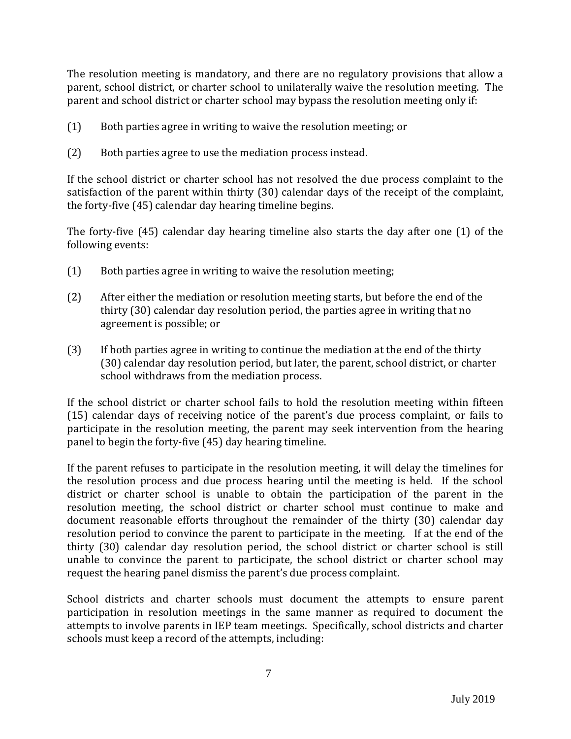The resolution meeting is mandatory, and there are no regulatory provisions that allow a parent, school district, or charter school to unilaterally waive the resolution meeting. The parent and school district or charter school may bypass the resolution meeting only if:

(1) Both parties agree in writing to waive the resolution meeting; or

(2) Both parties agree to use the mediation process instead.

If the school district or charter school has not resolved the due process complaint to the satisfaction of the parent within thirty (30) calendar days of the receipt of the complaint, the forty-five (45) calendar day hearing timeline begins.

The forty-five (45) calendar day hearing timeline also starts the day after one (1) of the following events:

(1) Both parties agree in writing to waive the resolution meeting;

(2) After either the mediation or resolution meeting starts, but before the end of the thirty (30) calendar day resolution period, the parties agree in writing that no agreement is possible; or

(3) If both parties agree in writing to continue the mediation at the end of the thirty (30) calendar day resolution period, but later, the parent, school district, or charter school withdraws from the mediation process.

If the school district or charter school fails to hold the resolution meeting within fifteen (15) calendar days of receiving notice of the parent's due process complaint, or fails to participate in the resolution meeting, the parent may seek intervention from the hearing panel to begin the forty-five (45) day hearing timeline.

If the parent refuses to participate in the resolution meeting, it will delay the timelines for the resolution process and due process hearing until the meeting is held. If the school district or charter school is unable to obtain the participation of the parent in the resolution meeting, the school district or charter school must continue to make and document reasonable efforts throughout the remainder of the thirty (30) calendar day resolution period to convince the parent to participate in the meeting. If at the end of the thirty (30) calendar day resolution period, the school district or charter school is still unable to convince the parent to participate, the school district or charter school may request the hearing panel dismiss the parent's due process complaint.

School districts and charter schools must document the attempts to ensure parent participation in resolution meetings in the same manner as required to document the attempts to involve parents in IEP team meetings. Specifically, school districts and charter schools must keep a record of the attempts, including: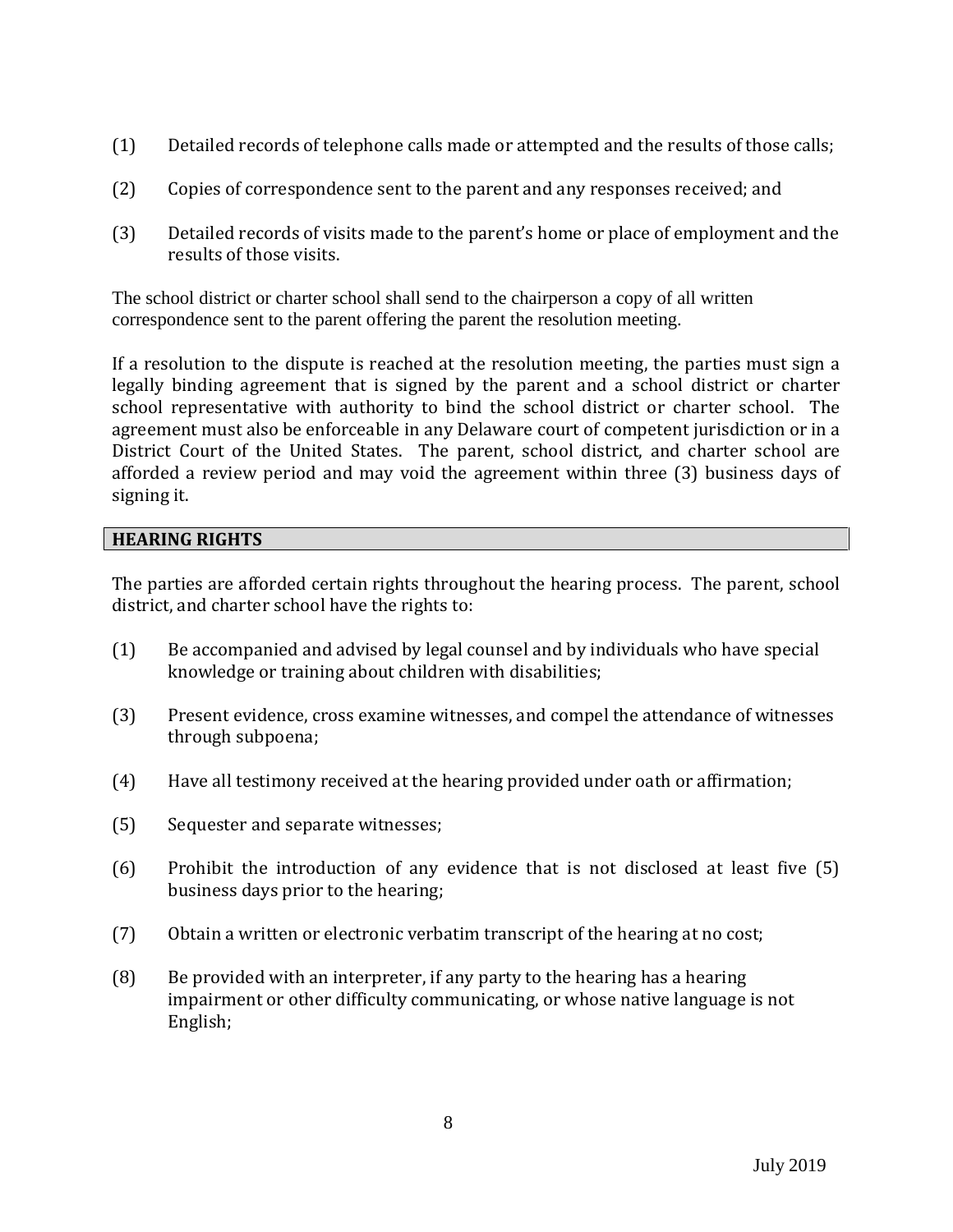(1) Detailed records of telephone calls made or attempted and the results of those calls;

(2) Copies of correspondence sent to the parent and any responses received; and

(3) Detailed records of visits made to the parent's home or place of employment and the results of those visits.

The school district or charter school shall send to the chairperson a copy of all written correspondence sent to the parent offering the parent the resolution meeting.

If a resolution to the dispute is reached at the resolution meeting, the parties must sign a legally binding agreement that is signed by the parent and a school district or charter school representative with authority to bind the school district or charter school. The agreement must also be enforceable in any Delaware court of competent jurisdiction or in a District Court of the United States. The parent, school district, and charter school are afforded a review period and may void the agreement within three (3) business days of signing it.

## HEARING RIGHTS

The parties are afforded certain rights throughout the hearing process. The parent, school district, and charter school have the rights to:

(1) Be accompanied and advised by legal counsel and by individuals who have special knowledge or training about children with disabilities;

(3) Present evidence, cross examine witnesses, and compel the attendance of witnesses through subpoena;

(4) Have all testimony received at the hearing provided under oath or affirmation;

(5) Sequester and separate witnesses;

(6) Prohibit the introduction of any evidence that is not disclosed at least five (5) business days prior to the hearing;

(7) Obtain a written or electronic verbatim transcript of the hearing at no cost;

(8) Be provided with an interpreter, if any party to the hearing has a hearing impairment or other difficulty communicating, or whose native language is not English;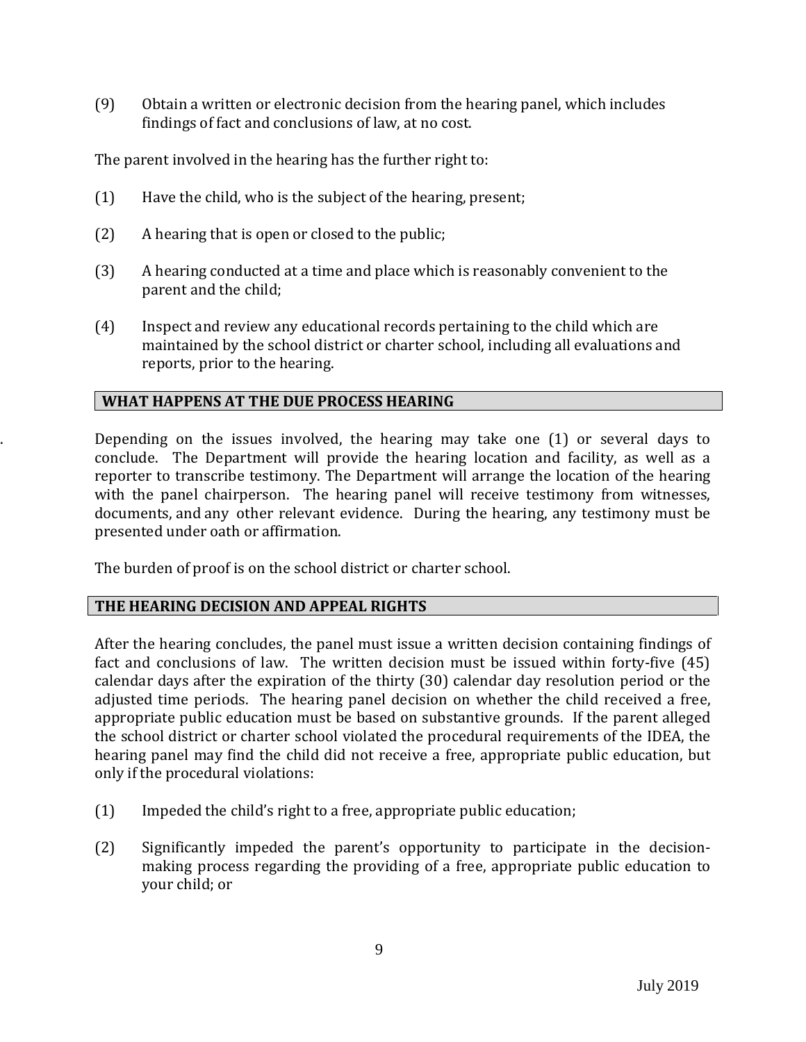(9) Obtain a written or electronic decision from the hearing panel, which includes findings of fact and conclusions of law, at no cost.

The parent involved in the hearing has the further right to:

(1) Have the child, who is the subject of the hearing, present;

(2) A hearing that is open or closed to the public;

(3) A hearing conducted at a time and place which is reasonably convenient to the parent and the child;

(4) Inspect and review any educational records pertaining to the child which are maintained by the school district or charter school, including all evaluations and reports, prior to the hearing.

## WHAT HAPPENS AT THE DUE PROCESS HEARING

Depending on the issues involved, the hearing may take one (1) or several days to conclude. The Department will provide the hearing location and facility, as well as a reporter to transcribe testimony. The Department will arrange the location of the hearing with the panel chairperson. The hearing panel will receive testimony from witnesses, documents, and any other relevant evidence. During the hearing, any testimony must be presented under oath or affirmation.

The burden of proof is on the school district or charter school.

## THE HEARING DECISION AND APPEAL RIGHTS

After the hearing concludes, the panel must issue a written decision containing findings of fact and conclusions of law. The written decision must be issued within forty-five (45) calendar days after the expiration of the thirty (30) calendar day resolution period or the adjusted time periods. The hearing panel decision on whether the child received a free, appropriate public education must be based on substantive grounds. If the parent alleged the school district or charter school violated the procedural requirements of the IDEA, the hearing panel may find the child did not receive a free, appropriate public education, but only if the procedural violations:

(1) Impeded the child's right to a free, appropriate public education;

(2) Significantly impeded the parent's opportunity to participate in the decision-making process regarding the providing of a free, appropriate public education to your child; or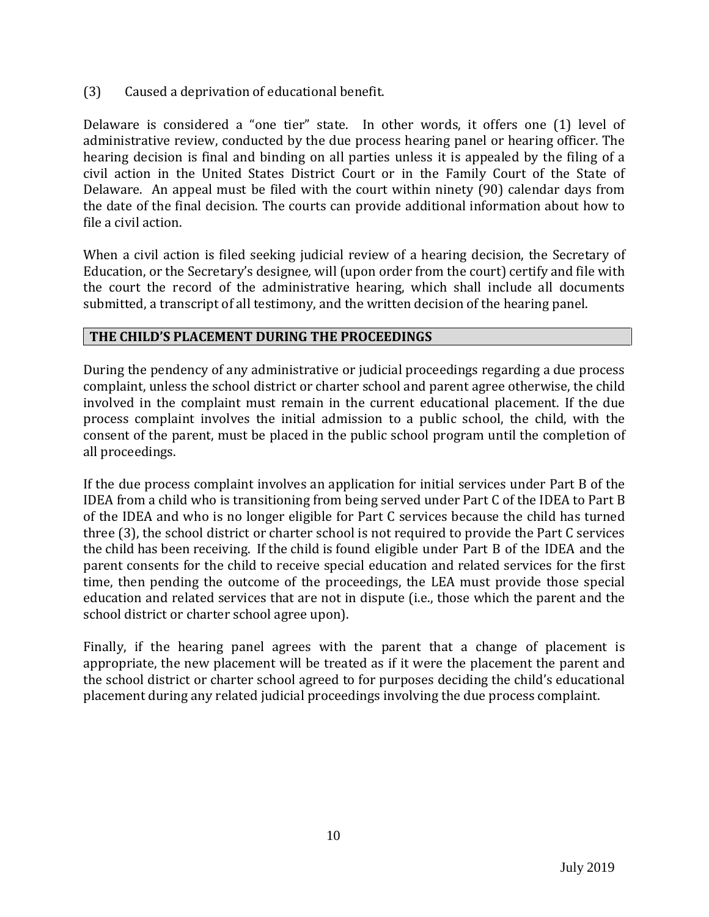(3) Caused a deprivation of educational benefit.

Delaware is considered a "one tier" state. In other words, it offers one (1) level of administrative review, conducted by the due process hearing panel or hearing officer. The hearing decision is final and binding on all parties unless it is appealed by the filing of a civil action in the United States District Court or in the Family Court of the State of Delaware. An appeal must be filed with the court within ninety (90) calendar days from the date of the final decision. The courts can provide additional information about how to file a civil action.

When a civil action is filed seeking judicial review of a hearing decision, the Secretary of Education, or the Secretary's designee*,* will (upon order from the court) certify and file with the court the record of the administrative hearing, which shall include all documents submitted, a transcript of all testimony, and the written decision of the hearing panel.

## THE CHILD'S PLACEMENT DURING THE PROCEEDINGS

During the pendency of any administrative or judicial proceedings regarding a due process complaint, unless the school district or charter school and parent agree otherwise, the child involved in the complaint must remain in the current educational placement. If the due process complaint involves the initial admission to a public school, the child, with the consent of the parent, must be placed in the public school program until the completion of all proceedings.

If the due process complaint involves an application for initial services under Part B of the IDEA from a child who is transitioning from being served under Part C of the IDEA to Part B of the IDEA and who is no longer eligible for Part C services because the child has turned three (3), the school district or charter school is not required to provide the Part C services the child has been receiving. If the child is found eligible under Part B of the IDEA and the parent consents for the child to receive special education and related services for the first time, then pending the outcome of the proceedings, the LEA must provide those special education and related services that are not in dispute (i.e., those which the parent and the school district or charter school agree upon).

Finally, if the hearing panel agrees with the parent that a change of placement is appropriate, the new placement will be treated as if it were the placement the parent and the school district or charter school agreed to for purposes deciding the child's educational placement during any related judicial proceedings involving the due process complaint.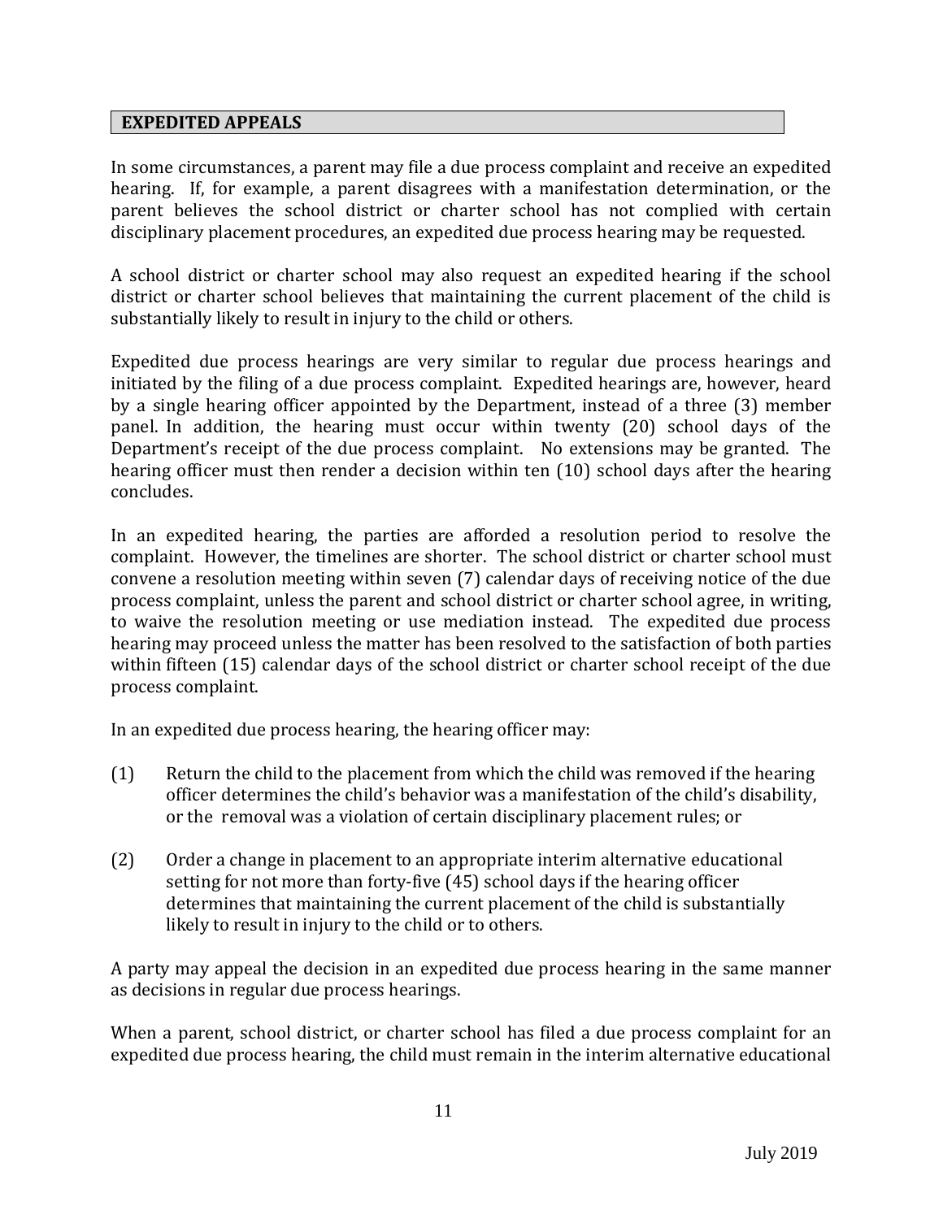## EXPEDITED APPEALS

In some circumstances, a parent may file a due process complaint and receive an expedited hearing. If, for example, a parent disagrees with a manifestation determination, or the parent believes the school district or charter school has not complied with certain disciplinary placement procedures, an expedited due process hearing may be requested.

A school district or charter school may also request an expedited hearing if the school district or charter school believes that maintaining the current placement of the child is substantially likely to result in injury to the child or others.

Expedited due process hearings are very similar to regular due process hearings and initiated by the filing of a due process complaint. Expedited hearings are, however, heard by a single hearing officer appointed by the Department, instead of a three (3) member panel. In addition, the hearing must occur within twenty (20) school days of the Department's receipt of the due process complaint. No extensions may be granted. The hearing officer must then render a decision within ten (10) school days after the hearing concludes.

In an expedited hearing, the parties are afforded a resolution period to resolve the complaint. However, the timelines are shorter. The school district or charter school must convene a resolution meeting within seven (7) calendar days of receiving notice of the due process complaint, unless the parent and school district or charter school agree, in writing, to waive the resolution meeting or use mediation instead. The expedited due process hearing may proceed unless the matter has been resolved to the satisfaction of both parties within fifteen (15) calendar days of the school district or charter school receipt of the due process complaint.

In an expedited due process hearing, the hearing officer may:

(1) Return the child to the placement from which the child was removed if the hearing officer determines the child's behavior was a manifestation of the child's disability, or the removal was a violation of certain disciplinary placement rules; or

(2) Order a change in placement to an appropriate interim alternative educational setting for not more than forty-five (45) school days if the hearing officer determines that maintaining the current placement of the child is substantially likely to result in injury to the child or to others.

A party may appeal the decision in an expedited due process hearing in the same manner as decisions in regular due process hearings.

When a parent, school district, or charter school has filed a due process complaint for an expedited due process hearing, the child must remain in the interim alternative educational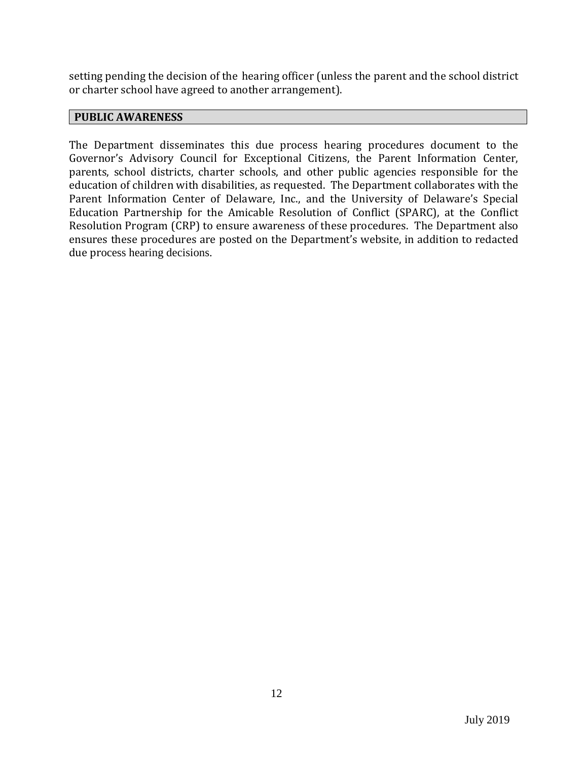setting pending the decision of the hearing officer (unless the parent and the school district or charter school have agreed to another arrangement).

## PUBLIC AWARENESS

The Department disseminates this due process hearing procedures document to the Governor's Advisory Council for Exceptional Citizens, the Parent Information Center, parents, school districts, charter schools, and other public agencies responsible for the education of children with disabilities, as requested. The Department collaborates with the Parent Information Center of Delaware, Inc., and the University of Delaware's Special Education Partnership for the Amicable Resolution of Conflict (SPARC), at the Conflict Resolution Program (CRP) to ensure awareness of these procedures. The Department also ensures these procedures are posted on the Department's website, in addition to redacted due process hearing decisions.